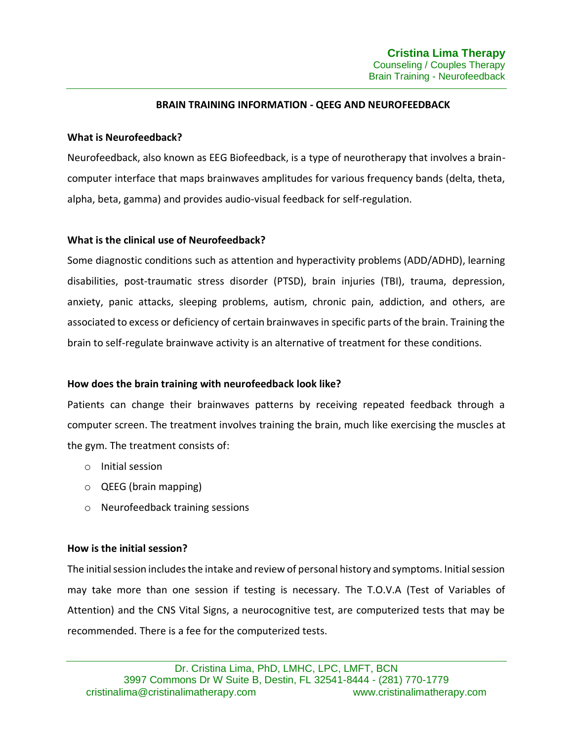# BRAIN TRAINING INFORMATION - QEEG AND NEUROFEEDBACK

## What is Neurofeedback?

Neurofeedback, also known as EEG Biofeedback, is a type of neurotherapy that involves a brain-computer interface that maps brainwaves amplitudes for various frequency bands (delta, theta, alpha, beta, gamma) and provides audio-visual feedback for self-regulation.

## What is the clinical use of Neurofeedback?

Some diagnostic conditions such as attention and hyperactivity problems (ADD/ADHD), learning disabilities, post-traumatic stress disorder (PTSD), brain injuries (TBI), trauma, depression, anxiety, panic attacks, sleeping problems, autism, chronic pain, addiction, and others, are associated to excess or deficiency of certain brainwaves in specific parts of the brain. Training the brain to self-regulate brainwave activity is an alternative of treatment for these conditions.

## How does the brain training with neurofeedback look like?

Patients can change their brainwaves patterns by receiving repeated feedback through a computer screen. The treatment involves training the brain, much like exercising the muscles at the gym. The treatment consists of:

- Initial session
- QEEG (brain mapping)
- Neurofeedback training sessions

## How is the initial session?

The initial session includes the intake and review of personal history and symptoms. Initial session may take more than one session if testing is necessary. The T.O.V.A (Test of Variables of Attention) and the CNS Vital Signs, a neurocognitive test, are computerized tests that may be recommended. There is a fee for the computerized tests.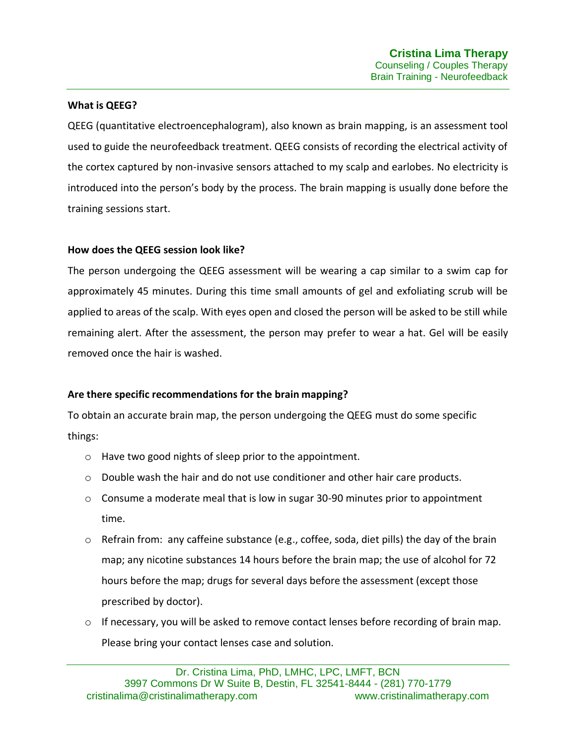**What is QEEG?**

QEEG (quantitative electroencephalogram), also known as brain mapping, is an assessment tool used to guide the neurofeedback treatment. QEEG consists of recording the electrical activity of the cortex captured by non-invasive sensors attached to my scalp and earlobes. No electricity is introduced into the person's body by the process. The brain mapping is usually done before the training sessions start.

**How does the QEEG session look like?**

The person undergoing the QEEG assessment will be wearing a cap similar to a swim cap for approximately 45 minutes. During this time small amounts of gel and exfoliating scrub will be applied to areas of the scalp. With eyes open and closed the person will be asked to be still while remaining alert. After the assessment, the person may prefer to wear a hat. Gel will be easily removed once the hair is washed.

**Are there specific recommendations for the brain mapping?**

To obtain an accurate brain map, the person undergoing the QEEG must do some specific things:

- Have two good nights of sleep prior to the appointment.
- Double wash the hair and do not use conditioner and other hair care products.
- Consume a moderate meal that is low in sugar 30-90 minutes prior to appointment time.
- Refrain from: any caffeine substance (e.g., coffee, soda, diet pills) the day of the brain map; any nicotine substances 14 hours before the brain map; the use of alcohol for 72 hours before the map; drugs for several days before the assessment (except those prescribed by doctor).
- If necessary, you will be asked to remove contact lenses before recording of brain map. Please bring your contact lenses case and solution.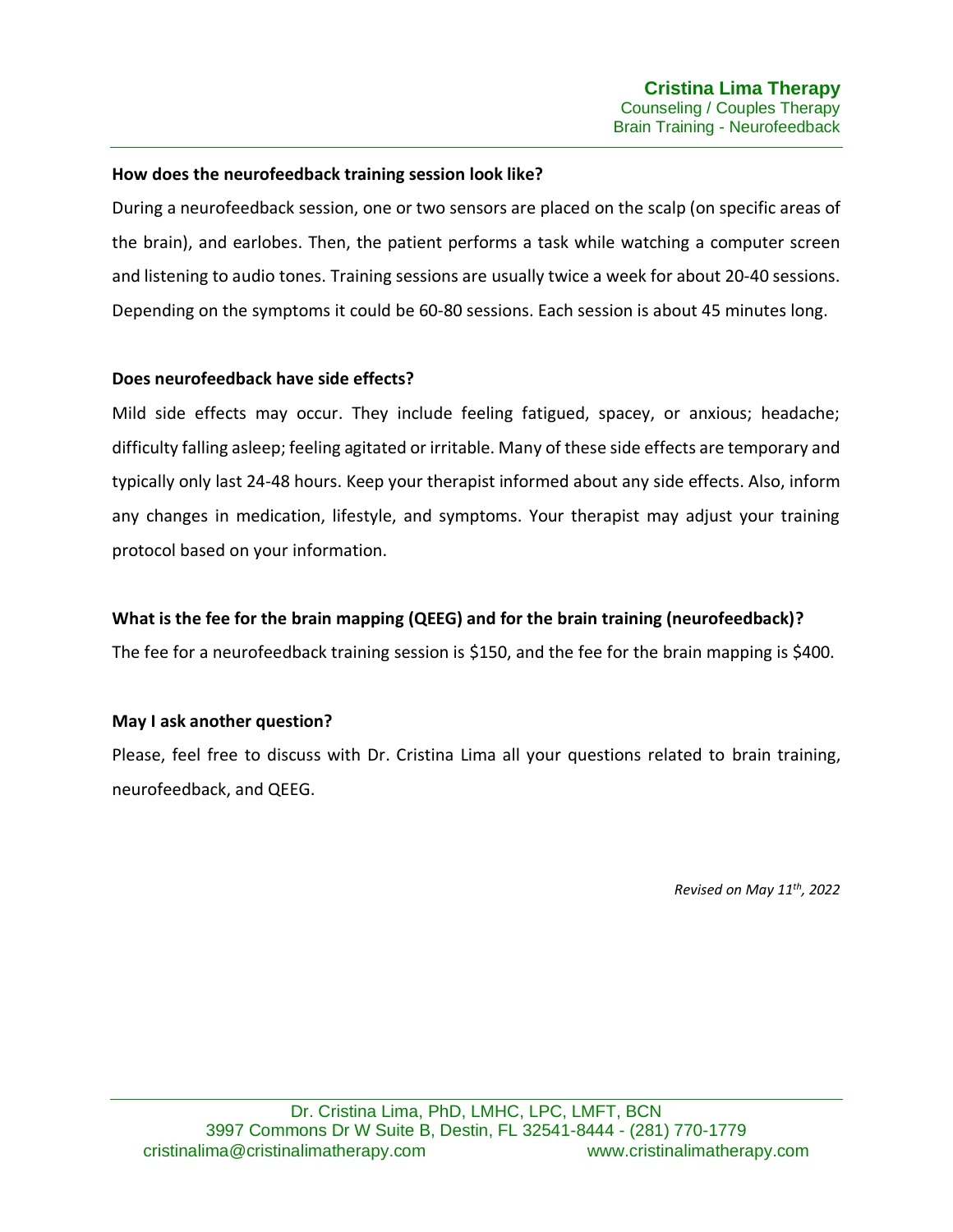**How does the neurofeedback training session look like?**

During a neurofeedback session, one or two sensors are placed on the scalp (on specific areas of the brain), and earlobes. Then, the patient performs a task while watching a computer screen and listening to audio tones. Training sessions are usually twice a week for about 20-40 sessions. Depending on the symptoms it could be 60-80 sessions. Each session is about 45 minutes long.

**Does neurofeedback have side effects?**

Mild side effects may occur. They include feeling fatigued, spacey, or anxious; headache; difficulty falling asleep; feeling agitated or irritable. Many of these side effects are temporary and typically only last 24-48 hours. Keep your therapist informed about any side effects. Also, inform any changes in medication, lifestyle, and symptoms. Your therapist may adjust your training protocol based on your information.

**What is the fee for the brain mapping (QEEG) and for the brain training (neurofeedback)?**

The fee for a neurofeedback training session is $150, and the fee for the brain mapping is $400.

**May I ask another question?**

Please, feel free to discuss with Dr. Cristina Lima all your questions related to brain training, neurofeedback, and QEEG.

*Revised on May 11th, 2022*